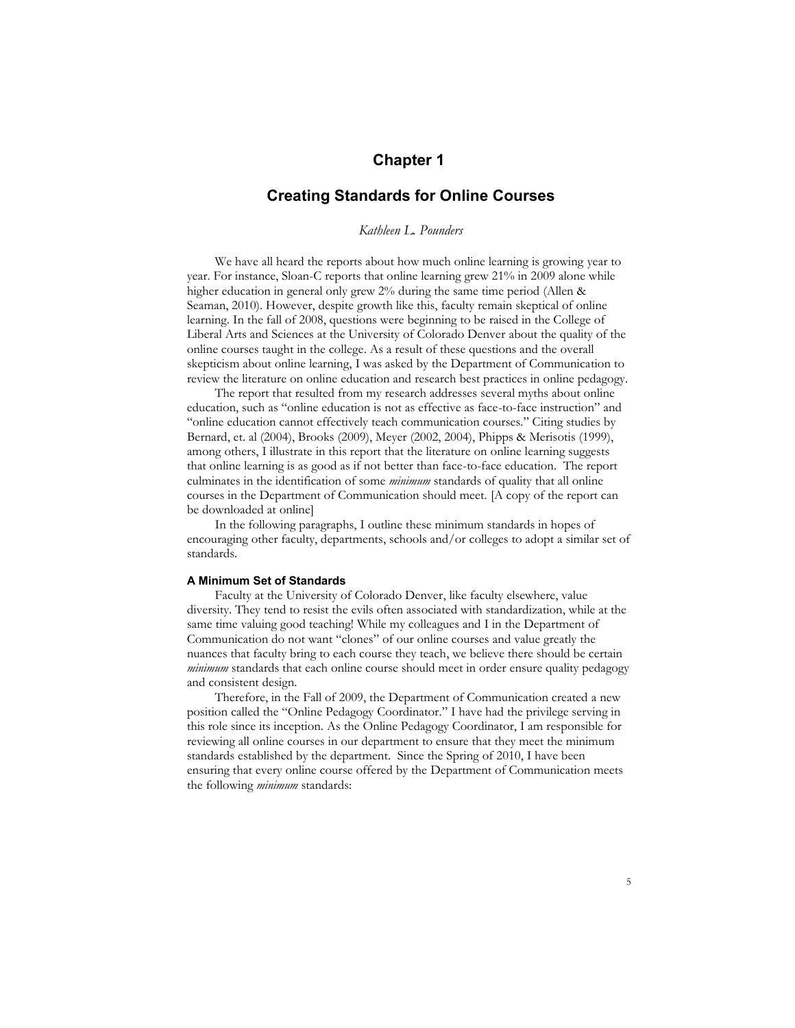# Chapter 1

## Creating Standards for Online Courses

*Kathleen L. Pounders*

We have all heard the reports about how much online learning is growing year to year. For instance, Sloan-C reports that online learning grew 21% in 2009 alone while higher education in general only grew 2% during the same time period (Allen & Seaman, 2010). However, despite growth like this, faculty remain skeptical of online learning. In the fall of 2008, questions were beginning to be raised in the College of Liberal Arts and Sciences at the University of Colorado Denver about the quality of the online courses taught in the college. As a result of these questions and the overall skepticism about online learning, I was asked by the Department of Communication to review the literature on online education and research best practices in online pedagogy.

The report that resulted from my research addresses several myths about online education, such as "online education is not as effective as face-to-face instruction" and "online education cannot effectively teach communication courses." Citing studies by Bernard, et. al (2004), Brooks (2009), Meyer (2002, 2004), Phipps & Merisotis (1999), among others, I illustrate in this report that the literature on online learning suggests that online learning is as good as if not better than face-to-face education. The report culminates in the identification of some *minimum* standards of quality that all online courses in the Department of Communication should meet. [A copy of the report can be downloaded at online]

In the following paragraphs, I outline these minimum standards in hopes of encouraging other faculty, departments, schools and/or colleges to adopt a similar set of standards.

### A Minimum Set of Standards

Faculty at the University of Colorado Denver, like faculty elsewhere, value diversity. They tend to resist the evils often associated with standardization, while at the same time valuing good teaching! While my colleagues and I in the Department of Communication do not want "clones" of our online courses and value greatly the nuances that faculty bring to each course they teach, we believe there should be certain *minimum* standards that each online course should meet in order ensure quality pedagogy and consistent design.

Therefore, in the Fall of 2009, the Department of Communication created a new position called the "Online Pedagogy Coordinator." I have had the privilege serving in this role since its inception. As the Online Pedagogy Coordinator, I am responsible for reviewing all online courses in our department to ensure that they meet the minimum standards established by the department. Since the Spring of 2010, I have been ensuring that every online course offered by the Department of Communication meets the following *minimum* standards: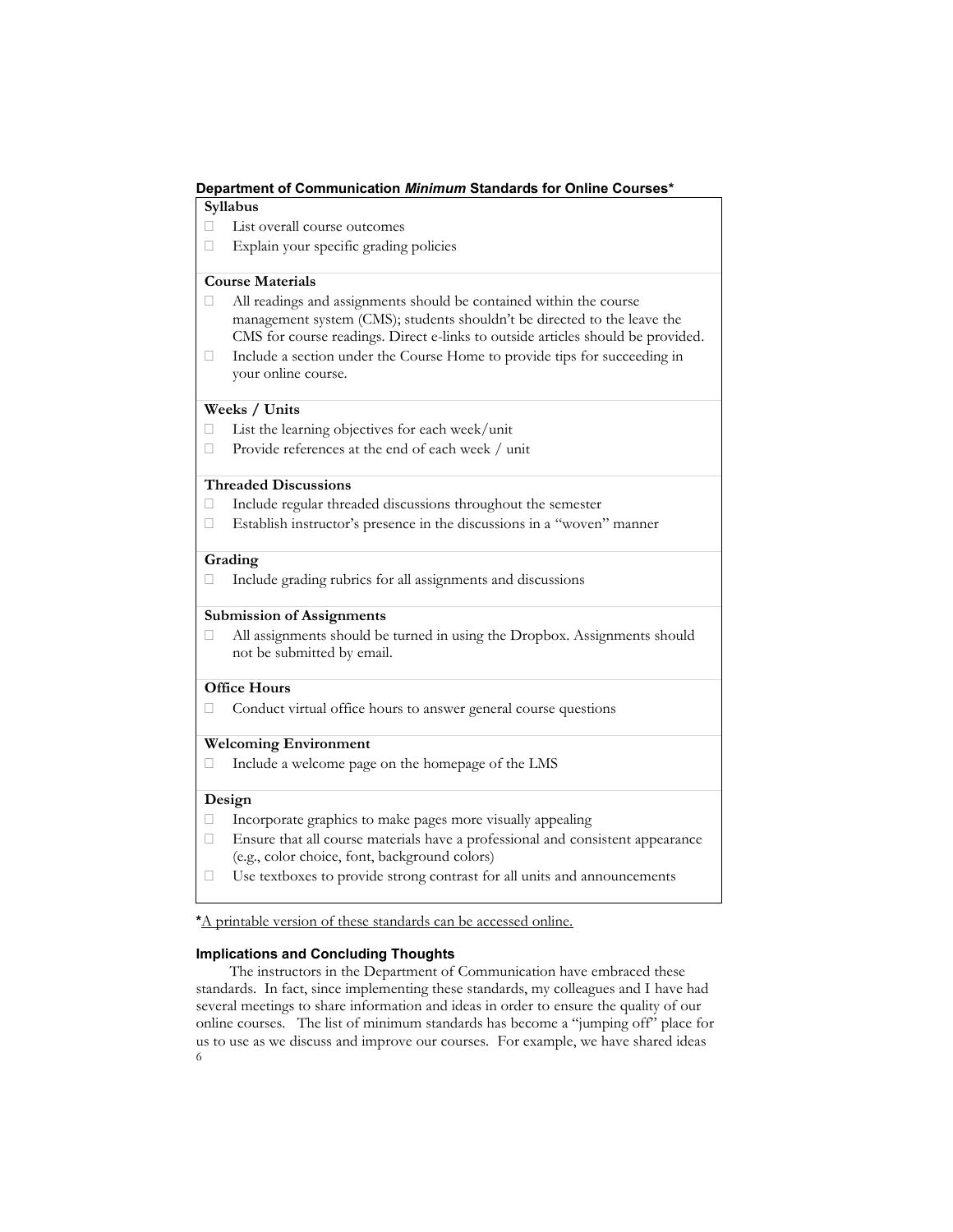**Department of Communication *Minimum* Standards for Online Courses***

**Syllabus**

- List overall course outcomes
- Explain your specific grading policies

**Course Materials**

- All readings and assignments should be contained within the course management system (CMS); students shouldn't be directed to the leave the CMS for course readings. Direct e-links to outside articles should be provided.
- Include a section under the Course Home to provide tips for succeeding in your online course.

**Weeks / Units**

- List the learning objectives for each week/unit
- Provide references at the end of each week / unit

**Threaded Discussions**

- Include regular threaded discussions throughout the semester
- Establish instructor's presence in the discussions in a "woven" manner

**Grading**

- Include grading rubrics for all assignments and discussions

**Submission of Assignments**

- All assignments should be turned in using the Dropbox. Assignments should not be submitted by email.

**Office Hours**

- Conduct virtual office hours to answer general course questions

**Welcoming Environment**

- Include a welcome page on the homepage of the LMS

**Design**

- Incorporate graphics to make pages more visually appealing
- Ensure that all course materials have a professional and consistent appearance (e.g., color choice, font, background colors)
- Use textboxes to provide strong contrast for all units and announcements

*A printable version of these standards can be accessed online.

## Implications and Concluding Thoughts

The instructors in the Department of Communication have embraced these standards. In fact, since implementing these standards, my colleagues and I have had several meetings to share information and ideas in order to ensure the quality of our online courses. The list of minimum standards has become a "jumping off" place for us to use as we discuss and improve our courses. For example, we have shared ideas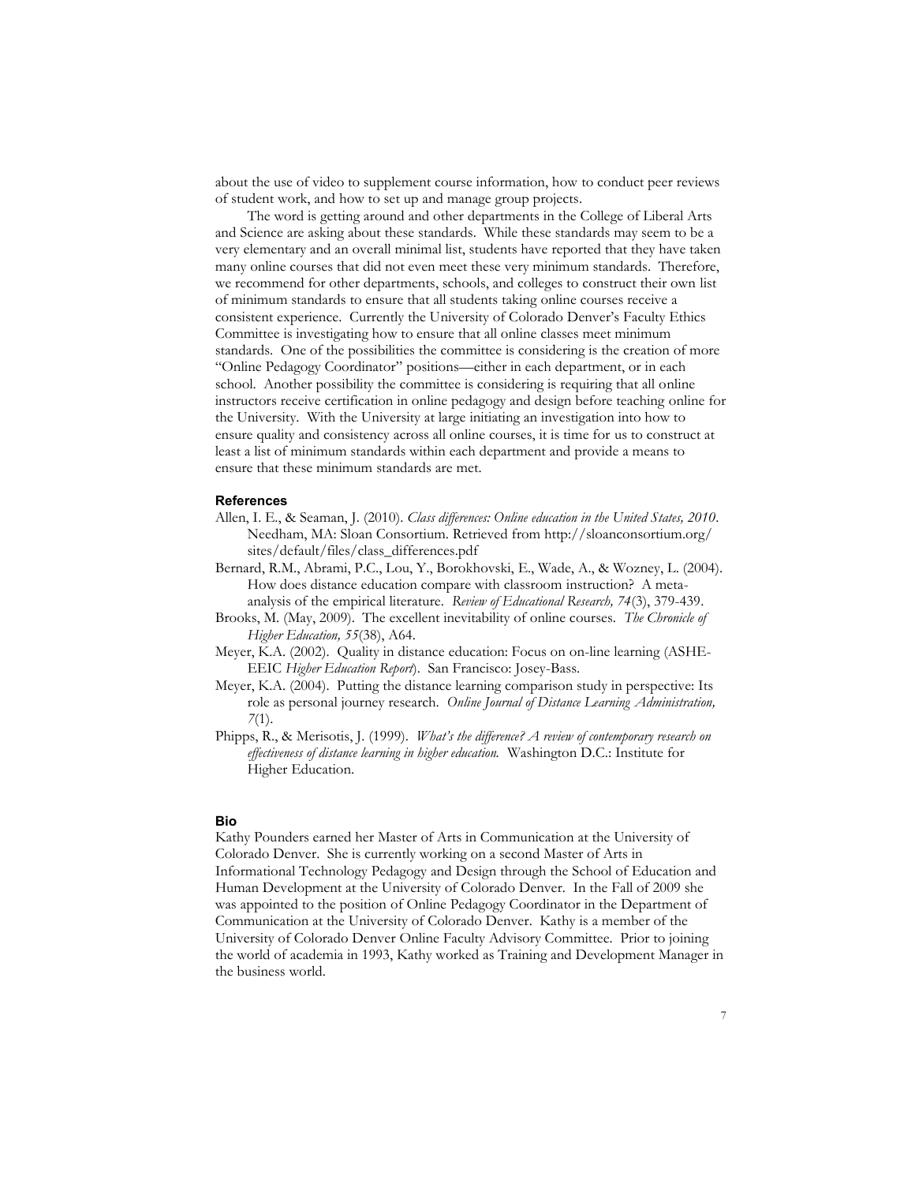about the use of video to supplement course information, how to conduct peer reviews of student work, and how to set up and manage group projects.

The word is getting around and other departments in the College of Liberal Arts and Science are asking about these standards. While these standards may seem to be a very elementary and an overall minimal list, students have reported that they have taken many online courses that did not even meet these very minimum standards. Therefore, we recommend for other departments, schools, and colleges to construct their own list of minimum standards to ensure that all students taking online courses receive a consistent experience. Currently the University of Colorado Denver's Faculty Ethics Committee is investigating how to ensure that all online classes meet minimum standards. One of the possibilities the committee is considering is the creation of more "Online Pedagogy Coordinator" positions—either in each department, or in each school. Another possibility the committee is considering is requiring that all online instructors receive certification in online pedagogy and design before teaching online for the University. With the University at large initiating an investigation into how to ensure quality and consistency across all online courses, it is time for us to construct at least a list of minimum standards within each department and provide a means to ensure that these minimum standards are met.

### References

Allen, I. E., & Seaman, J. (2010). *Class differences: Online education in the United States, 2010*. Needham, MA: Sloan Consortium. Retrieved from http://sloanconsortium.org/sites/default/files/class_differences.pdf

Bernard, R.M., Abrami, P.C., Lou, Y., Borokhovski, E., Wade, A., & Wozney, L. (2004). How does distance education compare with classroom instruction? A meta-analysis of the empirical literature. *Review of Educational Research, 74*(3), 379-439.

Brooks, M. (May, 2009). The excellent inevitability of online courses. *The Chronicle of Higher Education, 55*(38), A64.

Meyer, K.A. (2002). Quality in distance education: Focus on on-line learning (ASHE-EEIC *Higher Education Report*). San Francisco: Josey-Bass.

Meyer, K.A. (2004). Putting the distance learning comparison study in perspective: Its role as personal journey research. *Online Journal of Distance Learning Administration, 7*(1).

Phipps, R., & Merisotis, J. (1999). *What's the difference? A review of contemporary research on effectiveness of distance learning in higher education.* Washington D.C.: Institute for Higher Education.

### Bio

Kathy Pounders earned her Master of Arts in Communication at the University of Colorado Denver. She is currently working on a second Master of Arts in Informational Technology Pedagogy and Design through the School of Education and Human Development at the University of Colorado Denver. In the Fall of 2009 she was appointed to the position of Online Pedagogy Coordinator in the Department of Communication at the University of Colorado Denver. Kathy is a member of the University of Colorado Denver Online Faculty Advisory Committee. Prior to joining the world of academia in 1993, Kathy worked as Training and Development Manager in the business world.